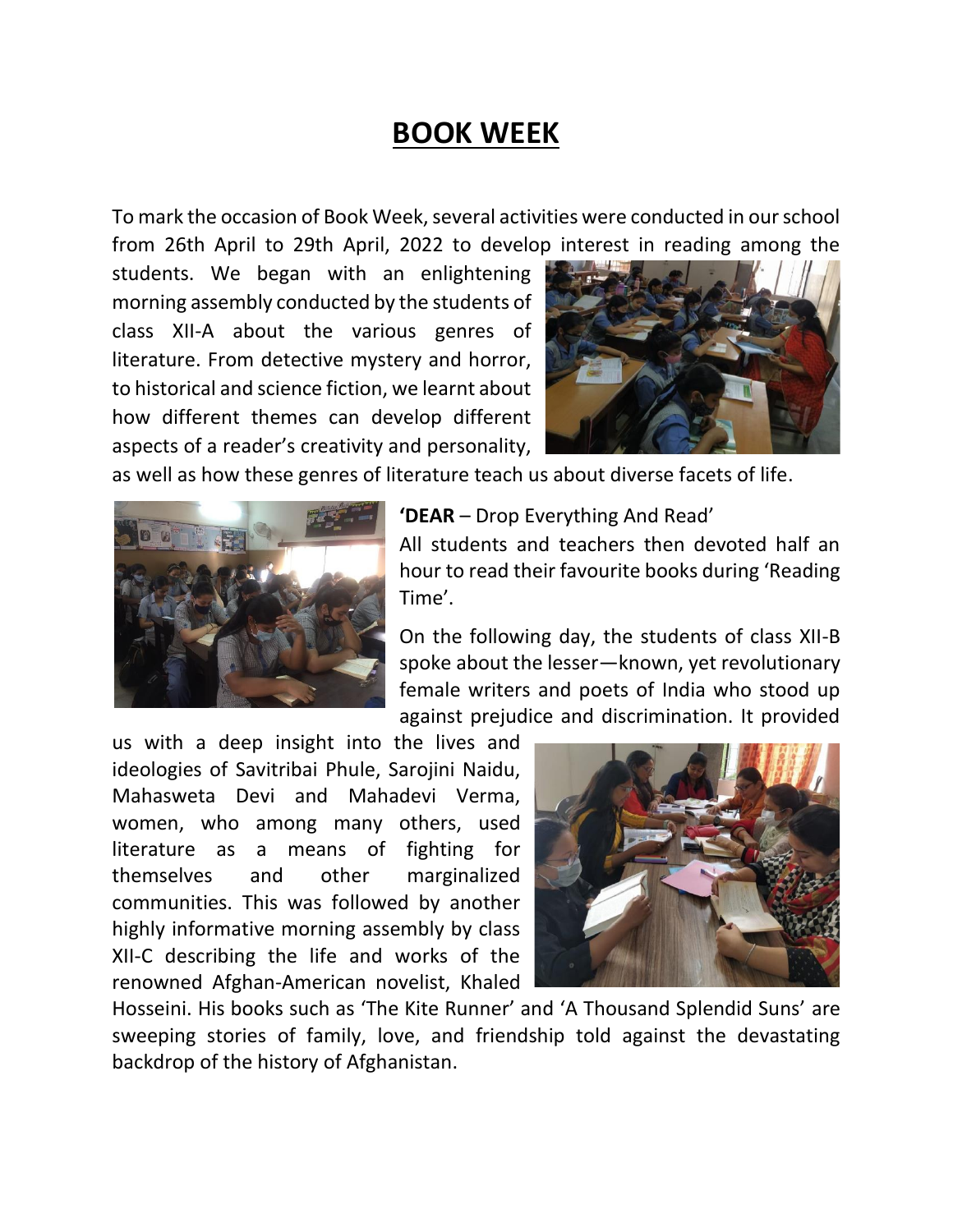# BOOK WEEK

To mark the occasion of Book Week, several activities were conducted in our school from 26th April to 29th April, 2022 to develop interest in reading among the students. We began with an enlightening morning assembly conducted by the students of class XII-A about the various genres of literature. From detective mystery and horror, to historical and science fiction, we learnt about how different themes can develop different aspects of a reader's creativity and personality, as well as how these genres of literature teach us about diverse facets of life.

**'DEAR** – Drop Everything And Read'

All students and teachers then devoted half an hour to read their favourite books during 'Reading Time'.

On the following day, the students of class XII-B spoke about the lesser—known, yet revolutionary female writers and poets of India who stood up against prejudice and discrimination. It provided us with a deep insight into the lives and ideologies of Savitribai Phule, Sarojini Naidu, Mahasweta Devi and Mahadevi Verma, women, who among many others, used literature as a means of fighting for themselves and other marginalized communities. This was followed by another highly informative morning assembly by class XII-C describing the life and works of the renowned Afghan-American novelist, Khaled Hosseini. His books such as 'The Kite Runner' and 'A Thousand Splendid Suns' are sweeping stories of family, love, and friendship told against the devastating backdrop of the history of Afghanistan.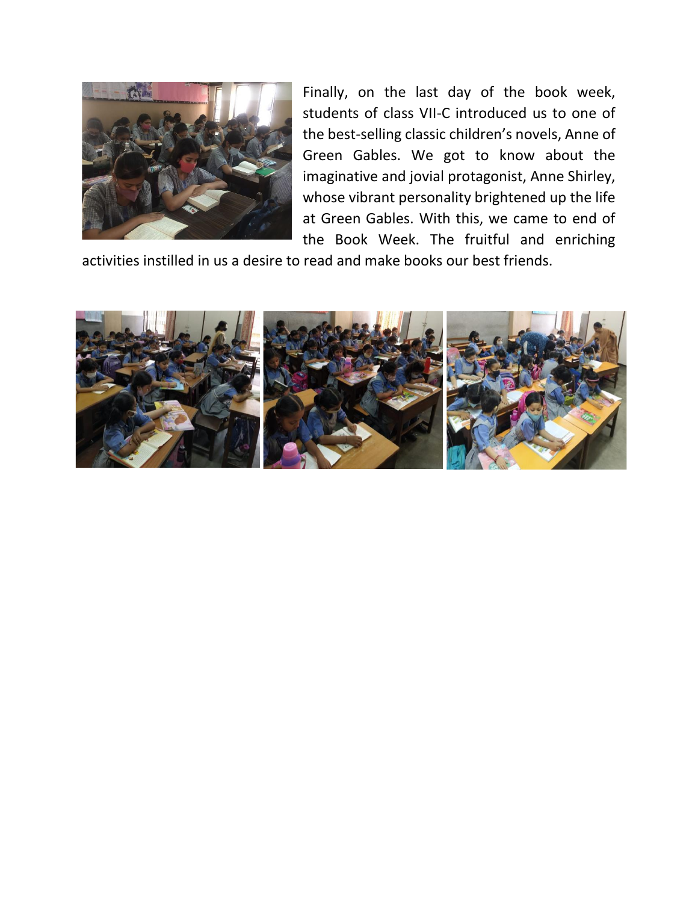Finally, on the last day of the book week, students of class VII-C introduced us to one of the best-selling classic children's novels, Anne of Green Gables. We got to know about the imaginative and jovial protagonist, Anne Shirley, whose vibrant personality brightened up the life at Green Gables. With this, we came to end of the Book Week. The fruitful and enriching activities instilled in us a desire to read and make books our best friends.